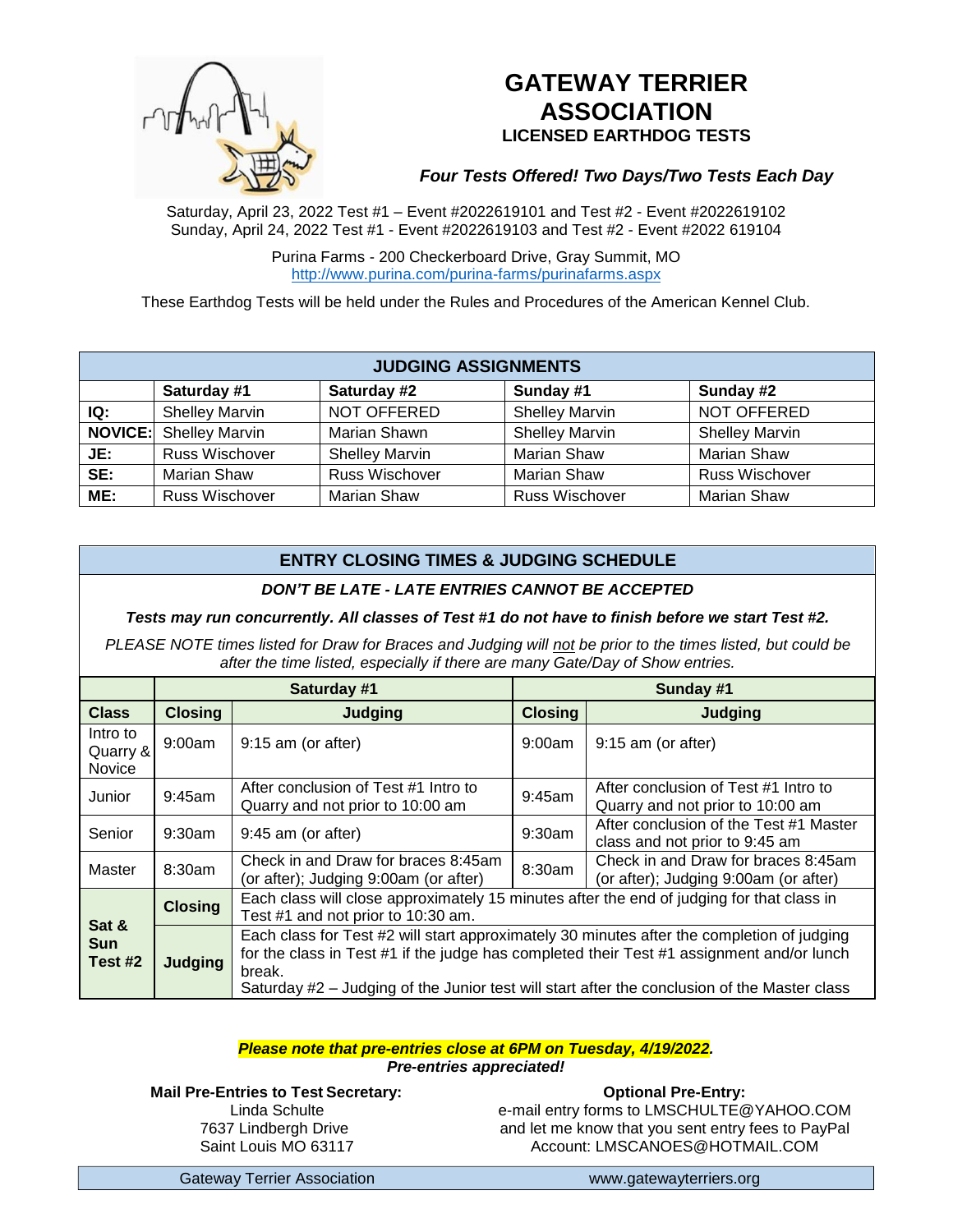# GATEWAY TERRIER ASSOCIATION

### LICENSED EARTHDOG TESTS

***Four Tests Offered! Two Days/Two Tests Each Day***

Saturday, April 23, 2022 Test #1 – Event #2022619101 and Test #2 - Event #2022619102
Sunday, April 24, 2022 Test #1 - Event #2022619103 and Test #2 - Event #2022 619104

Purina Farms - 200 Checkerboard Drive, Gray Summit, MO
http://www.purina.com/purina-farms/purinafarms.aspx

These Earthdog Tests will be held under the Rules and Procedures of the American Kennel Club.

| JUDGING ASSIGNMENTS | | | | |
|---|---|---|---|---|
| | **Saturday #1** | **Saturday #2** | **Sunday #1** | **Sunday #2** |
| **IQ:** | Shelley Marvin | NOT OFFERED | Shelley Marvin | NOT OFFERED |
| **NOVICE:** | Shelley Marvin | Marian Shawn | Shelley Marvin | Shelley Marvin |
| **JE:** | Russ Wischover | Shelley Marvin | Marian Shaw | Marian Shaw |
| **SE:** | Marian Shaw | Russ Wischover | Marian Shaw | Russ Wischover |
| **ME:** | Russ Wischover | Marian Shaw | Russ Wischover | Marian Shaw |

## ENTRY CLOSING TIMES & JUDGING SCHEDULE

***DON'T BE LATE - LATE ENTRIES CANNOT BE ACCEPTED***

***Tests may run concurrently. All classes of Test #1 do not have to finish before we start Test #2.***

*PLEASE NOTE times listed for Draw for Braces and Judging will not be prior to the times listed, but could be after the time listed, especially if there are many Gate/Day of Show entries.*

| | **Saturday #1** | | **Sunday #1** | |
|---|---|---|---|---|
| **Class** | **Closing** | **Judging** | **Closing** | **Judging** |
| Intro to Quarry & Novice | 9:00am | 9:15 am (or after) | 9:00am | 9:15 am (or after) |
| Junior | 9:45am | After conclusion of Test #1 Intro to Quarry and not prior to 10:00 am | 9:45am | After conclusion of Test #1 Intro to Quarry and not prior to 10:00 am |
| Senior | 9:30am | 9:45 am (or after) | 9:30am | After conclusion of the Test #1 Master class and not prior to 9:45 am |
| Master | 8:30am | Check in and Draw for braces 8:45am (or after); Judging 9:00am (or after) | 8:30am | Check in and Draw for braces 8:45am (or after); Judging 9:00am (or after) |
| **Sat & Sun Test #2** | **Closing** | Each class will close approximately 15 minutes after the end of judging for that class in Test #1 and not prior to 10:30 am. | | |
| | **Judging** | Each class for Test #2 will start approximately 30 minutes after the completion of judging for the class in Test #1 if the judge has completed their Test #1 assignment and/or lunch break. Saturday #2 – Judging of the Junior test will start after the conclusion of the Master class | | |

***Please note that pre-entries close at 6PM on Tuesday, 4/19/2022.***
***Pre-entries appreciated!***

**Mail Pre-Entries to Test Secretary:**
Linda Schulte
7637 Lindbergh Drive
Saint Louis MO 63117

**Optional Pre-Entry:**
e-mail entry forms to LMSCHULTE@YAHOO.COM
and let me know that you sent entry fees to PayPal
Account: LMSCANOES@HOTMAIL.COM

Gateway Terrier Association www.gatewayterriers.org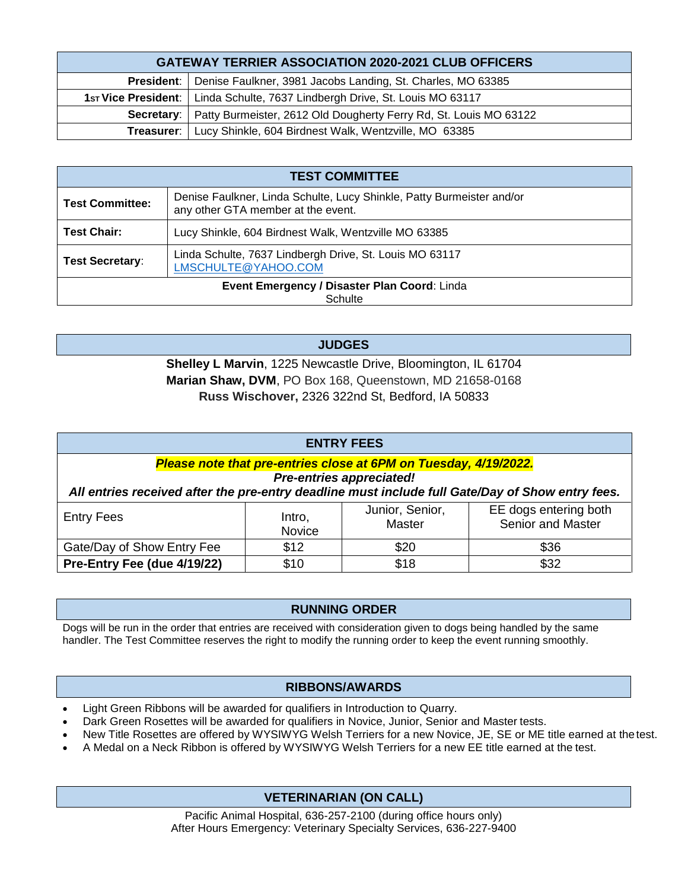| GATEWAY TERRIER ASSOCIATION 2020-2021 CLUB OFFICERS | |
|---|---|
| **President**: | Denise Faulkner, 3981 Jacobs Landing, St. Charles, MO 63385 |
| **1ST Vice President**: | Linda Schulte, 7637 Lindbergh Drive, St. Louis MO 63117 |
| **Secretary**: | Patty Burmeister, 2612 Old Dougherty Ferry Rd, St. Louis MO 63122 |
| **Treasurer**: | Lucy Shinkle, 604 Birdnest Walk, Wentzville, MO 63385 |

| TEST COMMITTEE | |
|---|---|
| **Test Committee:** | Denise Faulkner, Linda Schulte, Lucy Shinkle, Patty Burmeister and/or any other GTA member at the event. |
| **Test Chair:** | Lucy Shinkle, 604 Birdnest Walk, Wentzville MO 63385 |
| **Test Secretary**: | Linda Schulte, 7637 Lindbergh Drive, St. Louis MO 63117 LMSCHULTE@YAHOO.COM |
| **Event Emergency / Disaster Plan Coord**: Linda Schulte | |

## JUDGES

**Shelley L Marvin**, 1225 Newcastle Drive, Bloomington, IL 61704
**Marian Shaw, DVM**, PO Box 168, Queenstown, MD 21658-0168
**Russ Wischover,** 2326 322nd St, Bedford, IA 50833

## ENTRY FEES

***Please note that pre-entries close at 6PM on Tuesday, 4/19/2022.***
***Pre-entries appreciated!***
***All entries received after the pre-entry deadline must include full Gate/Day of Show entry fees.***

| Entry Fees | Intro, Novice | Junior, Senior, Master | EE dogs entering both Senior and Master |
|---|---|---|---|
| Gate/Day of Show Entry Fee | $12 | $20 | $36 |
| **Pre-Entry Fee (due 4/19/22)** | $10 | $18 | $32 |

## RUNNING ORDER

Dogs will be run in the order that entries are received with consideration given to dogs being handled by the same handler. The Test Committee reserves the right to modify the running order to keep the event running smoothly.

## RIBBONS/AWARDS

- Light Green Ribbons will be awarded for qualifiers in Introduction to Quarry.
- Dark Green Rosettes will be awarded for qualifiers in Novice, Junior, Senior and Master tests.
- New Title Rosettes are offered by WYSIWYG Welsh Terriers for a new Novice, JE, SE or ME title earned at the test.
- A Medal on a Neck Ribbon is offered by WYSIWYG Welsh Terriers for a new EE title earned at the test.

## VETERINARIAN (ON CALL)

Pacific Animal Hospital, 636-257-2100 (during office hours only)
After Hours Emergency: Veterinary Specialty Services, 636-227-9400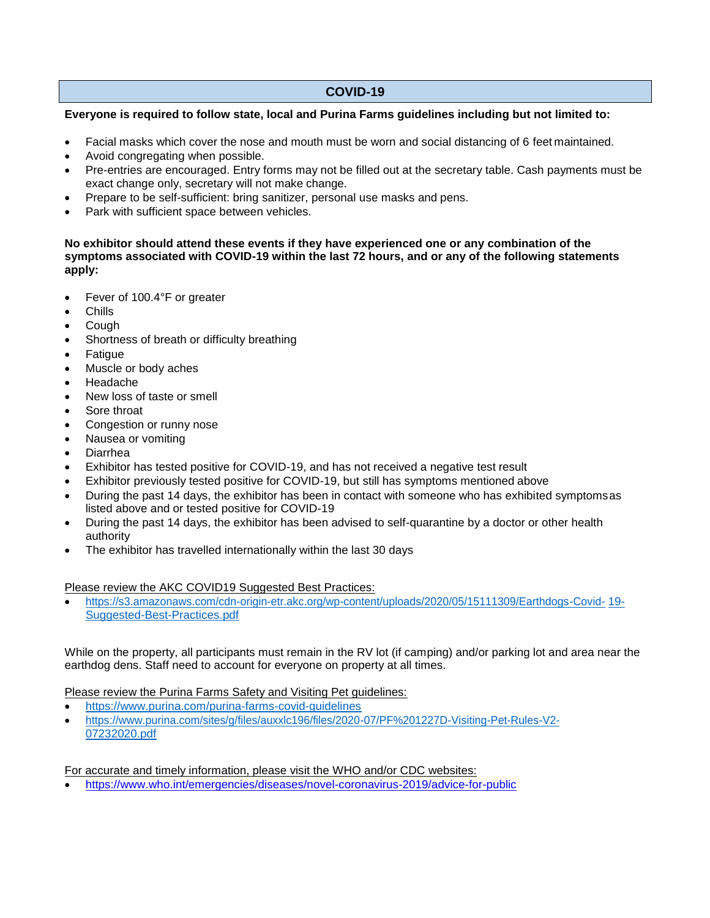## COVID-19

**Everyone is required to follow state, local and Purina Farms guidelines including but not limited to:**

- Facial masks which cover the nose and mouth must be worn and social distancing of 6 feet maintained.
- Avoid congregating when possible.
- Pre-entries are encouraged. Entry forms may not be filled out at the secretary table. Cash payments must be exact change only, secretary will not make change.
- Prepare to be self-sufficient: bring sanitizer, personal use masks and pens.
- Park with sufficient space between vehicles.

**No exhibitor should attend these events if they have experienced one or any combination of the symptoms associated with COVID-19 within the last 72 hours, and or any of the following statements apply:**

- Fever of 100.4°F or greater
- Chills
- Cough
- Shortness of breath or difficulty breathing
- Fatigue
- Muscle or body aches
- Headache
- New loss of taste or smell
- Sore throat
- Congestion or runny nose
- Nausea or vomiting
- Diarrhea
- Exhibitor has tested positive for COVID-19, and has not received a negative test result
- Exhibitor previously tested positive for COVID-19, but still has symptoms mentioned above
- During the past 14 days, the exhibitor has been in contact with someone who has exhibited symptoms as listed above and or tested positive for COVID-19
- During the past 14 days, the exhibitor has been advised to self-quarantine by a doctor or other health authority
- The exhibitor has travelled internationally within the last 30 days

Please review the AKC COVID19 Suggested Best Practices:

- https://s3.amazonaws.com/cdn-origin-etr.akc.org/wp-content/uploads/2020/05/15111309/Earthdogs-Covid-19-Suggested-Best-Practices.pdf

While on the property, all participants must remain in the RV lot (if camping) and/or parking lot and area near the earthdog dens. Staff need to account for everyone on property at all times.

Please review the Purina Farms Safety and Visiting Pet guidelines:

- https://www.purina.com/purina-farms-covid-guidelines
- https://www.purina.com/sites/g/files/auxxlc196/files/2020-07/PF%201227D-Visiting-Pet-Rules-V2-07232020.pdf

For accurate and timely information, please visit the WHO and/or CDC websites:

- https://www.who.int/emergencies/diseases/novel-coronavirus-2019/advice-for-public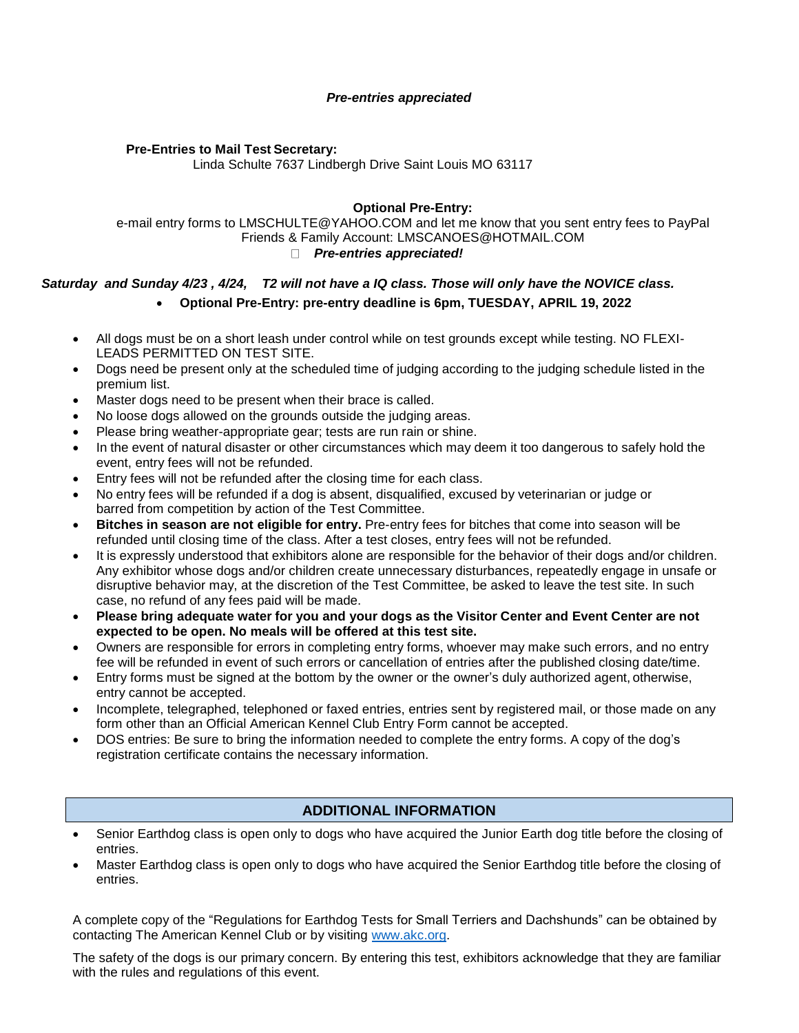***Pre-entries appreciated***

**Pre-Entries to Mail Test Secretary:**
Linda Schulte 7637 Lindbergh Drive Saint Louis MO 63117

**Optional Pre-Entry:**
e-mail entry forms to LMSCHULTE@YAHOO.COM and let me know that you sent entry fees to PayPal Friends & Family Account: LMSCANOES@HOTMAIL.COM

- ***Pre-entries appreciated!***

***Saturday and Sunday 4/23 , 4/24, T2 will not have a IQ class. Those will only have the NOVICE class.***

- **Optional Pre-Entry: pre-entry deadline is 6pm, TUESDAY, APRIL 19, 2022**

- All dogs must be on a short leash under control while on test grounds except while testing. NO FLEXI-LEADS PERMITTED ON TEST SITE.
- Dogs need be present only at the scheduled time of judging according to the judging schedule listed in the premium list.
- Master dogs need to be present when their brace is called.
- No loose dogs allowed on the grounds outside the judging areas.
- Please bring weather-appropriate gear; tests are run rain or shine.
- In the event of natural disaster or other circumstances which may deem it too dangerous to safely hold the event, entry fees will not be refunded.
- Entry fees will not be refunded after the closing time for each class.
- No entry fees will be refunded if a dog is absent, disqualified, excused by veterinarian or judge or barred from competition by action of the Test Committee.
- **Bitches in season are not eligible for entry.** Pre-entry fees for bitches that come into season will be refunded until closing time of the class. After a test closes, entry fees will not be refunded.
- It is expressly understood that exhibitors alone are responsible for the behavior of their dogs and/or children. Any exhibitor whose dogs and/or children create unnecessary disturbances, repeatedly engage in unsafe or disruptive behavior may, at the discretion of the Test Committee, be asked to leave the test site. In such case, no refund of any fees paid will be made.
- **Please bring adequate water for you and your dogs as the Visitor Center and Event Center are not expected to be open. No meals will be offered at this test site.**
- Owners are responsible for errors in completing entry forms, whoever may make such errors, and no entry fee will be refunded in event of such errors or cancellation of entries after the published closing date/time.
- Entry forms must be signed at the bottom by the owner or the owner's duly authorized agent, otherwise, entry cannot be accepted.
- Incomplete, telegraphed, telephoned or faxed entries, entries sent by registered mail, or those made on any form other than an Official American Kennel Club Entry Form cannot be accepted.
- DOS entries: Be sure to bring the information needed to complete the entry forms. A copy of the dog's registration certificate contains the necessary information.

## ADDITIONAL INFORMATION

- Senior Earthdog class is open only to dogs who have acquired the Junior Earth dog title before the closing of entries.
- Master Earthdog class is open only to dogs who have acquired the Senior Earthdog title before the closing of entries.

A complete copy of the "Regulations for Earthdog Tests for Small Terriers and Dachshunds" can be obtained by contacting The American Kennel Club or by visiting www.akc.org.

The safety of the dogs is our primary concern. By entering this test, exhibitors acknowledge that they are familiar with the rules and regulations of this event.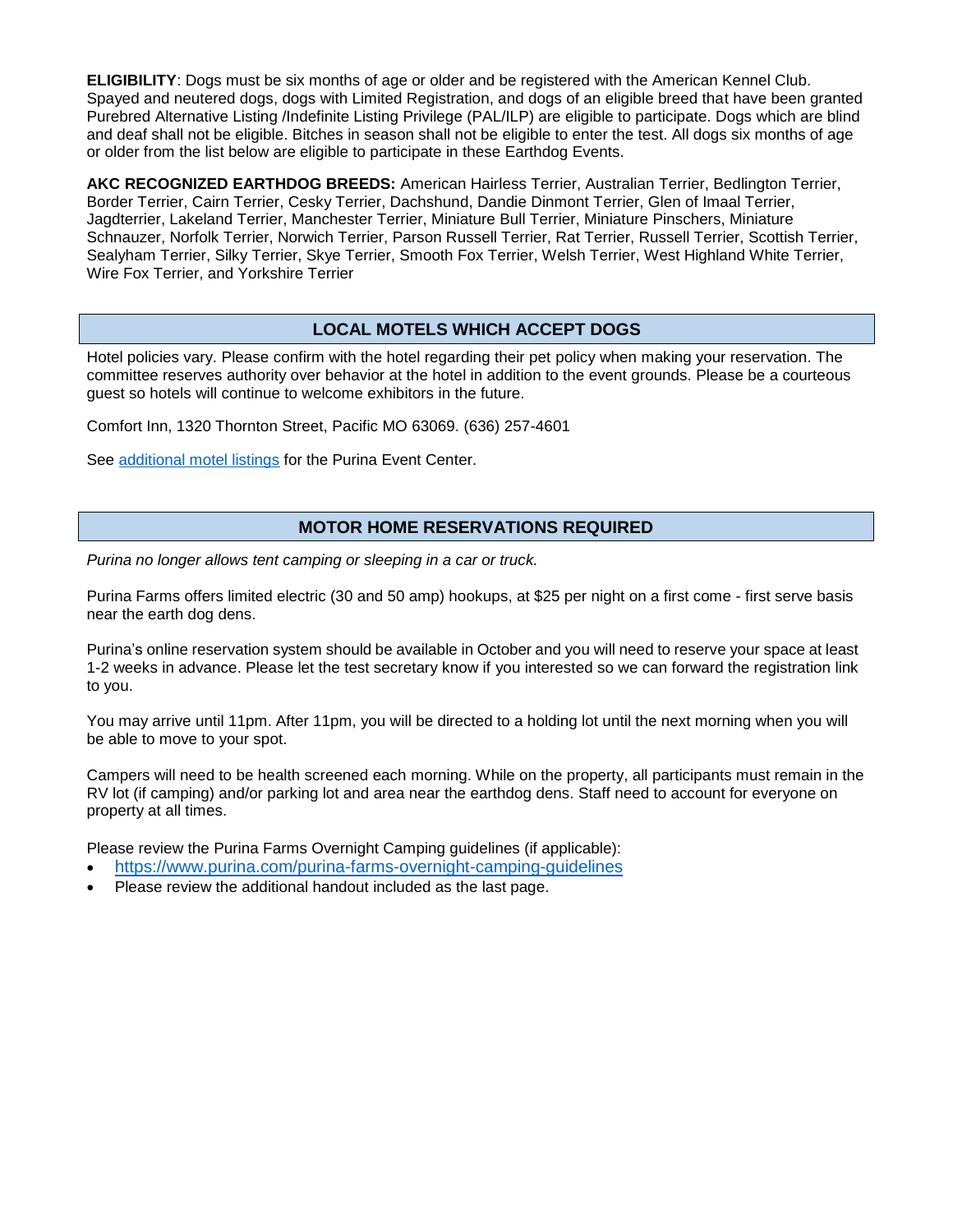**ELIGIBILITY**: Dogs must be six months of age or older and be registered with the American Kennel Club. Spayed and neutered dogs, dogs with Limited Registration, and dogs of an eligible breed that have been granted Purebred Alternative Listing /Indefinite Listing Privilege (PAL/ILP) are eligible to participate. Dogs which are blind and deaf shall not be eligible. Bitches in season shall not be eligible to enter the test. All dogs six months of age or older from the list below are eligible to participate in these Earthdog Events.

**AKC RECOGNIZED EARTHDOG BREEDS:** American Hairless Terrier, Australian Terrier, Bedlington Terrier, Border Terrier, Cairn Terrier, Cesky Terrier, Dachshund, Dandie Dinmont Terrier, Glen of Imaal Terrier, Jagdterrier, Lakeland Terrier, Manchester Terrier, Miniature Bull Terrier, Miniature Pinschers, Miniature Schnauzer, Norfolk Terrier, Norwich Terrier, Parson Russell Terrier, Rat Terrier, Russell Terrier, Scottish Terrier, Sealyham Terrier, Silky Terrier, Skye Terrier, Smooth Fox Terrier, Welsh Terrier, West Highland White Terrier, Wire Fox Terrier, and Yorkshire Terrier

## LOCAL MOTELS WHICH ACCEPT DOGS

Hotel policies vary. Please confirm with the hotel regarding their pet policy when making your reservation. The committee reserves authority over behavior at the hotel in addition to the event grounds. Please be a courteous guest so hotels will continue to welcome exhibitors in the future.

Comfort Inn, 1320 Thornton Street, Pacific MO 63069. (636) 257-4601

See additional motel listings for the Purina Event Center.

## MOTOR HOME RESERVATIONS REQUIRED

*Purina no longer allows tent camping or sleeping in a car or truck.*

Purina Farms offers limited electric (30 and 50 amp) hookups, at $25 per night on a first come - first serve basis near the earth dog dens.

Purina's online reservation system should be available in October and you will need to reserve your space at least 1-2 weeks in advance. Please let the test secretary know if you interested so we can forward the registration link to you.

You may arrive until 11pm. After 11pm, you will be directed to a holding lot until the next morning when you will be able to move to your spot.

Campers will need to be health screened each morning. While on the property, all participants must remain in the RV lot (if camping) and/or parking lot and area near the earthdog dens. Staff need to account for everyone on property at all times.

Please review the Purina Farms Overnight Camping guidelines (if applicable):

- https://www.purina.com/purina-farms-overnight-camping-guidelines
- Please review the additional handout included as the last page.